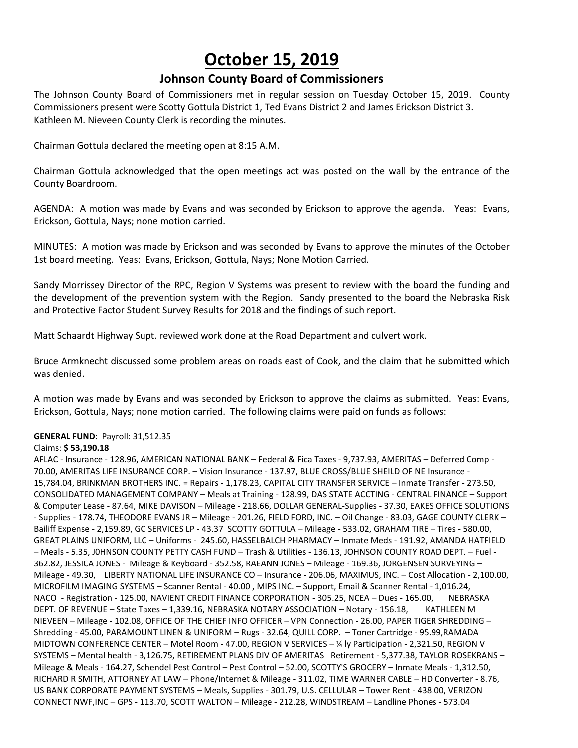# October 15, 2019

## Johnson County Board of Commissioners

The Johnson County Board of Commissioners met in regular session on Tuesday October 15, 2019. County Commissioners present were Scotty Gottula District 1, Ted Evans District 2 and James Erickson District 3. Kathleen M. Nieveen County Clerk is recording the minutes.

Chairman Gottula declared the meeting open at 8:15 A.M.

Chairman Gottula acknowledged that the open meetings act was posted on the wall by the entrance of the County Boardroom.

AGENDA: A motion was made by Evans and was seconded by Erickson to approve the agenda. Yeas: Evans, Erickson, Gottula, Nays; none motion carried.

MINUTES: A motion was made by Erickson and was seconded by Evans to approve the minutes of the October 1st board meeting. Yeas: Evans, Erickson, Gottula, Nays; None Motion Carried.

Sandy Morrissey Director of the RPC, Region V Systems was present to review with the board the funding and the development of the prevention system with the Region. Sandy presented to the board the Nebraska Risk and Protective Factor Student Survey Results for 2018 and the findings of such report.

Matt Schaardt Highway Supt. reviewed work done at the Road Department and culvert work.

Bruce Armknecht discussed some problem areas on roads east of Cook, and the claim that he submitted which was denied.

A motion was made by Evans and was seconded by Erickson to approve the claims as submitted. Yeas: Evans, Erickson, Gottula, Nays; none motion carried. The following claims were paid on funds as follows:

**GENERAL FUND**: Payroll: 31,512.35

Claims: **$ 53,190.18**

AFLAC - Insurance - 128.96, AMERICAN NATIONAL BANK – Federal & Fica Taxes - 9,737.93, AMERITAS – Deferred Comp - 70.00, AMERITAS LIFE INSURANCE CORP. – Vision Insurance - 137.97, BLUE CROSS/BLUE SHEILD OF NE Insurance - 15,784.04, BRINKMAN BROTHERS INC. = Repairs - 1,178.23, CAPITAL CITY TRANSFER SERVICE – Inmate Transfer - 273.50, CONSOLIDATED MANAGEMENT COMPANY – Meals at Training - 128.99, DAS STATE ACCTING - CENTRAL FINANCE – Support & Computer Lease - 87.64, MIKE DAVISON – Mileage - 218.66, DOLLAR GENERAL-Supplies - 37.30, EAKES OFFICE SOLUTIONS - Supplies - 178.74, THEODORE EVANS JR – Mileage - 201.26, FIELD FORD, INC. – Oil Change - 83.03, GAGE COUNTY CLERK – Bailiff Expense - 2,159.89, GC SERVICES LP - 43.37 SCOTTY GOTTULA – Mileage - 533.02, GRAHAM TIRE – Tires - 580.00, GREAT PLAINS UNIFORM, LLC – Uniforms - 245.60, HASSELBALCH PHARMACY – Inmate Meds - 191.92, AMANDA HATFIELD – Meals - 5.35, J0HNSON COUNTY PETTY CASH FUND – Trash & Utilities - 136.13, JOHNSON COUNTY ROAD DEPT. – Fuel - 362.82, JESSICA JONES - Mileage & Keyboard - 352.58, RAEANN JONES – Mileage - 169.36, JORGENSEN SURVEYING – Mileage - 49.30, LIBERTY NATIONAL LIFE INSURANCE CO – Insurance - 206.06, MAXIMUS, INC. – Cost Allocation - 2,100.00, MICROFILM IMAGING SYSTEMS – Scanner Rental - 40.00 , MIPS INC. – Support, Email & Scanner Rental - 1,016.24, NACO - Registration - 125.00, NAVIENT CREDIT FINANCE CORPORATION - 305.25, NCEA – Dues - 165.00, NEBRASKA DEPT. OF REVENUE – State Taxes – 1,339.16, NEBRASKA NOTARY ASSOCIATION – Notary - 156.18, KATHLEEN M NIEVEEN – Mileage - 102.08, OFFICE OF THE CHIEF INFO OFFICER – VPN Connection - 26.00, PAPER TIGER SHREDDING – Shredding - 45.00, PARAMOUNT LINEN & UNIFORM – Rugs - 32.64, QUILL CORP. – Toner Cartridge - 95.99,RAMADA MIDTOWN CONFERENCE CENTER – Motel Room - 47.00, REGION V SERVICES – ¼ ly Participation - 2,321.50, REGION V SYSTEMS – Mental health - 3,126.75, RETIREMENT PLANS DIV OF AMERITAS Retirement - 5,377.38, TAYLOR ROSEKRANS – Mileage & Meals - 164.27, Schendel Pest Control – Pest Control – 52.00, SCOTTY'S GROCERY – Inmate Meals - 1,312.50, RICHARD R SMITH, ATTORNEY AT LAW – Phone/Internet & Mileage - 311.02, TIME WARNER CABLE – HD Converter - 8.76, US BANK CORPORATE PAYMENT SYSTEMS – Meals, Supplies - 301.79, U.S. CELLULAR – Tower Rent - 438.00, VERIZON CONNECT NWF,INC – GPS - 113.70, SCOTT WALTON – Mileage - 212.28, WINDSTREAM – Landline Phones - 573.04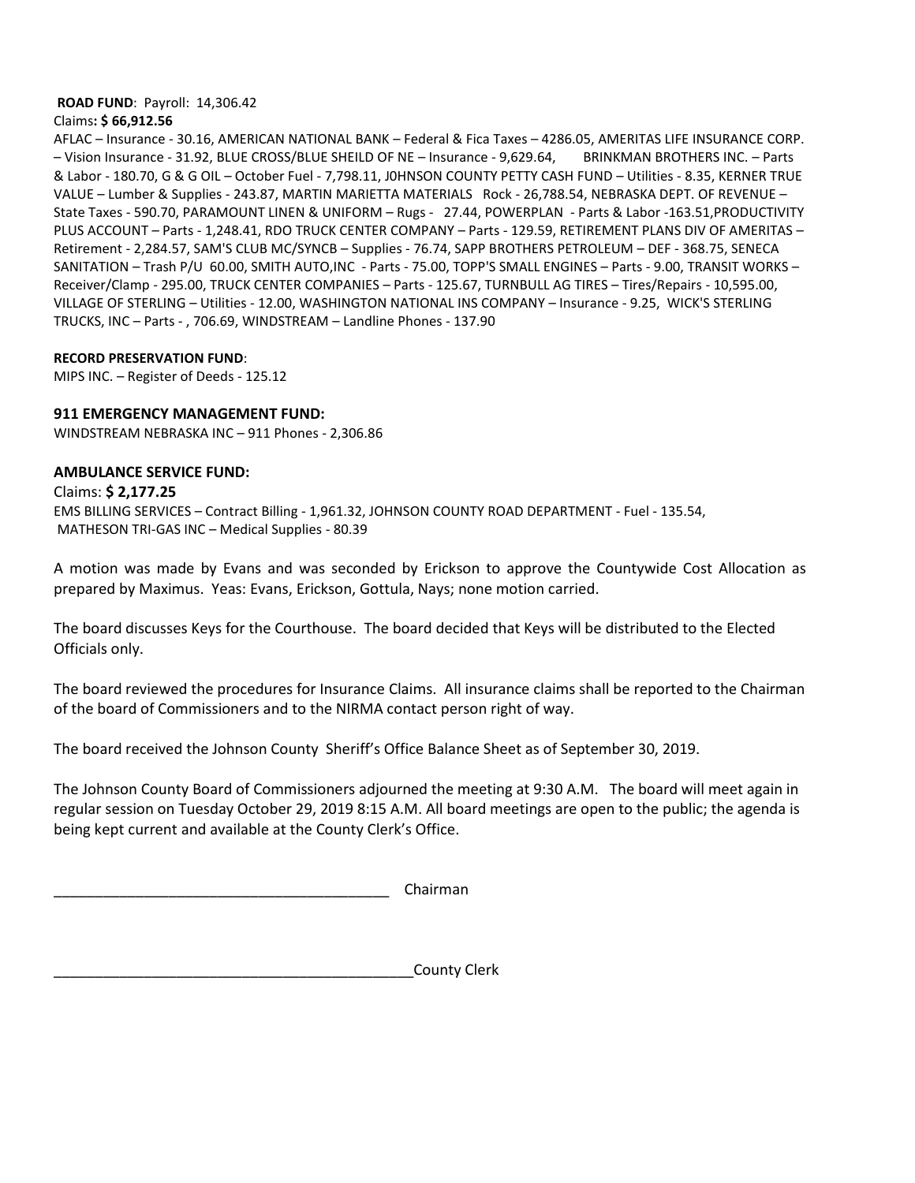**ROAD FUND**: Payroll: 14,306.42

Claims**: $ 66,912.56**

AFLAC – Insurance - 30.16, AMERICAN NATIONAL BANK – Federal & Fica Taxes – 4286.05, AMERITAS LIFE INSURANCE CORP. – Vision Insurance - 31.92, BLUE CROSS/BLUE SHEILD OF NE – Insurance - 9,629.64, BRINKMAN BROTHERS INC. – Parts & Labor - 180.70, G & G OIL – October Fuel - 7,798.11, J0HNSON COUNTY PETTY CASH FUND – Utilities - 8.35, KERNER TRUE VALUE – Lumber & Supplies - 243.87, MARTIN MARIETTA MATERIALS Rock - 26,788.54, NEBRASKA DEPT. OF REVENUE – State Taxes - 590.70, PARAMOUNT LINEN & UNIFORM – Rugs - 27.44, POWERPLAN - Parts & Labor -163.51,PRODUCTIVITY PLUS ACCOUNT – Parts - 1,248.41, RDO TRUCK CENTER COMPANY – Parts - 129.59, RETIREMENT PLANS DIV OF AMERITAS – Retirement - 2,284.57, SAM'S CLUB MC/SYNCB – Supplies - 76.74, SAPP BROTHERS PETROLEUM – DEF - 368.75, SENECA SANITATION – Trash P/U 60.00, SMITH AUTO,INC - Parts - 75.00, TOPP'S SMALL ENGINES – Parts - 9.00, TRANSIT WORKS – Receiver/Clamp - 295.00, TRUCK CENTER COMPANIES – Parts - 125.67, TURNBULL AG TIRES – Tires/Repairs - 10,595.00, VILLAGE OF STERLING – Utilities - 12.00, WASHINGTON NATIONAL INS COMPANY – Insurance - 9.25, WICK'S STERLING TRUCKS, INC – Parts - , 706.69, WINDSTREAM – Landline Phones - 137.90

**RECORD PRESERVATION FUND**:

MIPS INC. – Register of Deeds - 125.12

**911 EMERGENCY MANAGEMENT FUND:**

WINDSTREAM NEBRASKA INC – 911 Phones - 2,306.86

**AMBULANCE SERVICE FUND:**

Claims: **$ 2,177.25**

EMS BILLING SERVICES – Contract Billing - 1,961.32, JOHNSON COUNTY ROAD DEPARTMENT - Fuel - 135.54, MATHESON TRI-GAS INC – Medical Supplies - 80.39

A motion was made by Evans and was seconded by Erickson to approve the Countywide Cost Allocation as prepared by Maximus. Yeas: Evans, Erickson, Gottula, Nays; none motion carried.

The board discusses Keys for the Courthouse. The board decided that Keys will be distributed to the Elected Officials only.

The board reviewed the procedures for Insurance Claims. All insurance claims shall be reported to the Chairman of the board of Commissioners and to the NIRMA contact person right of way.

The board received the Johnson County Sheriff's Office Balance Sheet as of September 30, 2019.

The Johnson County Board of Commissioners adjourned the meeting at 9:30 A.M. The board will meet again in regular session on Tuesday October 29, 2019 8:15 A.M. All board meetings are open to the public; the agenda is being kept current and available at the County Clerk's Office.

\_\_\_\_\_\_\_\_\_\_\_\_\_\_\_\_\_\_\_\_\_\_\_\_\_\_\_\_\_\_\_\_\_\_\_\_\_\_\_\_\_\_ Chairman

\_\_\_\_\_\_\_\_\_\_\_\_\_\_\_\_\_\_\_\_\_\_\_\_\_\_\_\_\_\_\_\_\_\_\_\_\_\_\_\_\_\_\_\_\_County Clerk